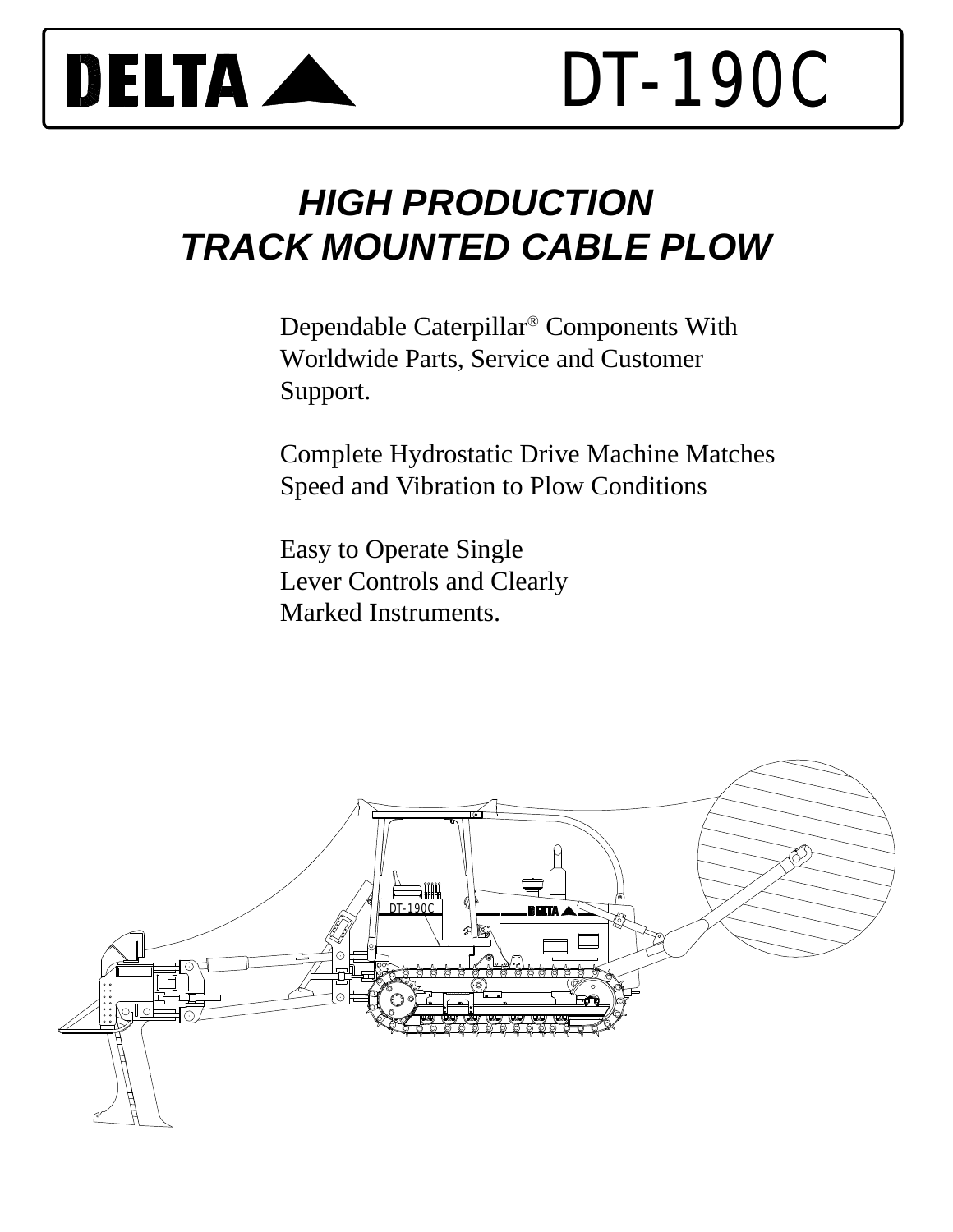# DELTA DT-190C

## *HIGH PRODUCTION TRACK MOUNTED CABLE PLOW*

Dependable Caterpillar® Components With Worldwide Parts, Service and Customer Support.

Complete Hydrostatic Drive Machine Matches Speed and Vibration to Plow Conditions

Easy to Operate Single Lever Controls and Clearly Marked Instruments.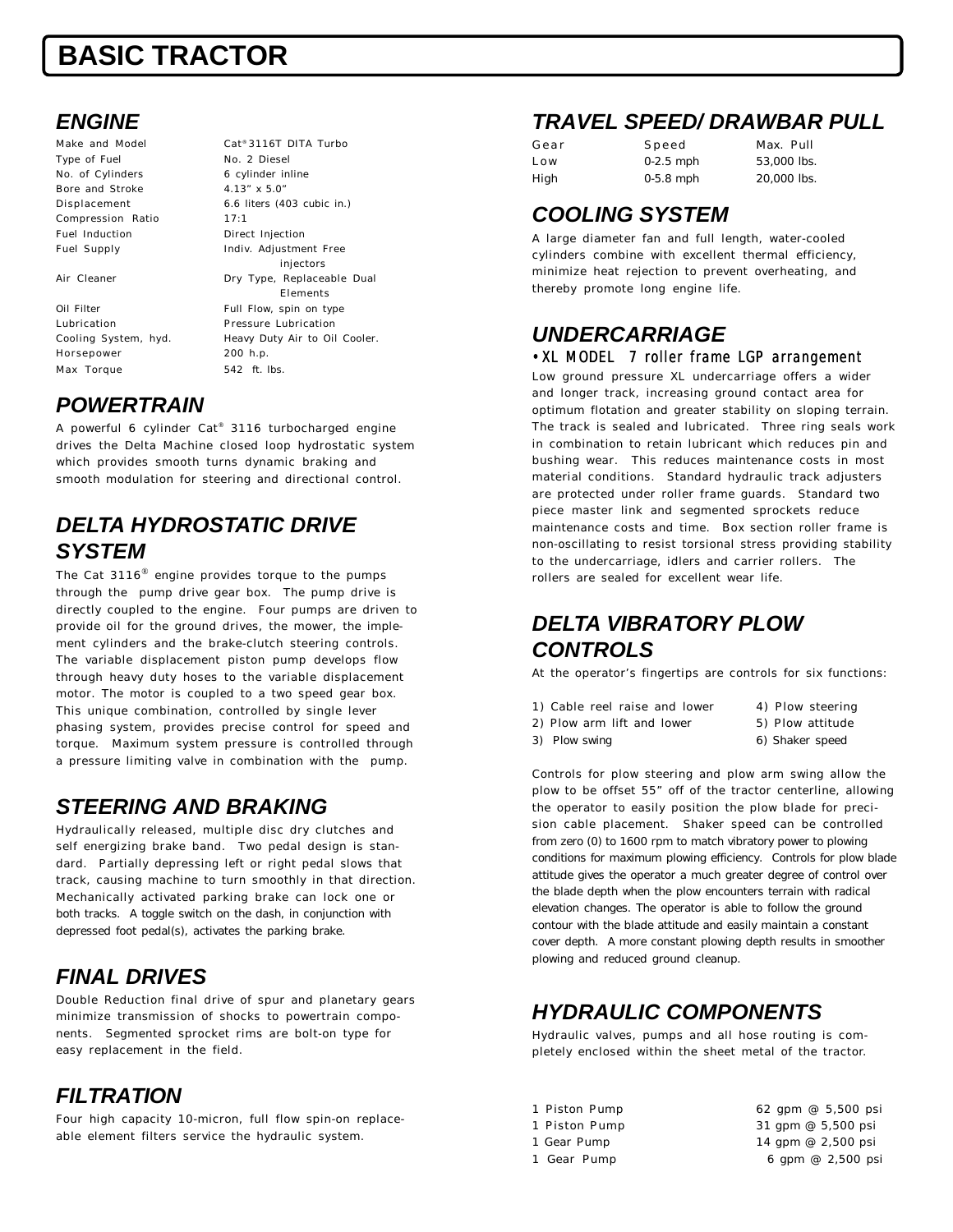# BASIC TRACTOR

## ENGINE

| | |
|---|---|
| Make and Model | Cat® 3116T DITA Turbo |
| Type of Fuel | No. 2 Diesel |
| No. of Cylinders | 6 cylinder inline |
| Bore and Stroke | 4.13" x 5.0" |
| Displacement | 6.6 liters (403 cubic in.) |
| Compression Ratio | 17:1 |
| Fuel Induction | Direct Injection |
| Fuel Supply | Indiv. Adjustment Free injectors |
| Air Cleaner | Dry Type, Replaceable Dual Elements |
| Oil Filter | Full Flow, spin on type |
| Lubrication | Pressure Lubrication |
| Cooling System, hyd. | Heavy Duty Air to Oil Cooler. |
| Horsepower | 200 h.p. |
| Max Torque | 542 ft. lbs. |

## POWERTRAIN

A powerful 6 cylinder Cat® 3116 turbocharged engine drives the Delta Machine closed loop hydrostatic system which provides smooth turns dynamic braking and smooth modulation for steering and directional control.

## DELTA HYDROSTATIC DRIVE SYSTEM

The Cat 3116® engine provides torque to the pumps through the pump drive gear box. The pump drive is directly coupled to the engine. Four pumps are driven to provide oil for the ground drives, the mower, the implement cylinders and the brake-clutch steering controls. The variable displacement piston pump develops flow through heavy duty hoses to the variable displacement motor. The motor is coupled to a two speed gear box. This unique combination, controlled by single lever phasing system, provides precise control for speed and torque. Maximum system pressure is controlled through a pressure limiting valve in combination with the pump.

## STEERING AND BRAKING

Hydraulically released, multiple disc dry clutches and self energizing brake band. Two pedal design is standard. Partially depressing left or right pedal slows that track, causing machine to turn smoothly in that direction. Mechanically activated parking brake can lock one or both tracks. A toggle switch on the dash, in conjunction with depressed foot pedal(s), activates the parking brake.

## FINAL DRIVES

Double Reduction final drive of spur and planetary gears minimize transmission of shocks to powertrain components. Segmented sprocket rims are bolt-on type for easy replacement in the field.

## FILTRATION

Four high capacity 10-micron, full flow spin-on replaceable element filters service the hydraulic system.

## TRAVEL SPEED/DRAWBAR PULL

| Gear | Speed | Max. Pull |
|---|---|---|
| Low | 0-2.5 mph | 53,000 lbs. |
| High | 0-5.8 mph | 20,000 lbs. |

## COOLING SYSTEM

A large diameter fan and full length, water-cooled cylinders combine with excellent thermal efficiency, minimize heat rejection to prevent overheating, and thereby promote long engine life.

## UNDERCARRIAGE

- XL MODEL 7 roller frame LGP arrangement

Low ground pressure XL undercarriage offers a wider and longer track, increasing ground contact area for optimum flotation and greater stability on sloping terrain. The track is sealed and lubricated. Three ring seals work in combination to retain lubricant which reduces pin and bushing wear. This reduces maintenance costs in most material conditions. Standard hydraulic track adjusters are protected under roller frame guards. Standard two piece master link and segmented sprockets reduce maintenance costs and time. Box section roller frame is non-oscillating to resist torsional stress providing stability to the undercarriage, idlers and carrier rollers. The rollers are sealed for excellent wear life.

## DELTA VIBRATORY PLOW CONTROLS

At the operator's fingertips are controls for six functions:

1) Cable reel raise and lower
2) Plow arm lift and lower
3) Plow swing
4) Plow steering
5) Plow attitude
6) Shaker speed

Controls for plow steering and plow arm swing allow the plow to be offset 55" off of the tractor centerline, allowing the operator to easily position the plow blade for precision cable placement. Shaker speed can be controlled from zero (0) to 1600 rpm to match vibratory power to plowing conditions for maximum plowing efficiency. Controls for plow blade attitude gives the operator a much greater degree of control over the blade depth when the plow encounters terrain with radical elevation changes. The operator is able to follow the ground contour with the blade attitude and easily maintain a constant cover depth. A more constant plowing depth results in smoother plowing and reduced ground cleanup.

## HYDRAULIC COMPONENTS

Hydraulic valves, pumps and all hose routing is completely enclosed within the sheet metal of the tractor.

| | |
|---|---|
| 1 Piston Pump | 62 gpm @ 5,500 psi |
| 1 Piston Pump | 31 gpm @ 5,500 psi |
| 1 Gear Pump | 14 gpm @ 2,500 psi |
| 1 Gear Pump | 6 gpm @ 2,500 psi |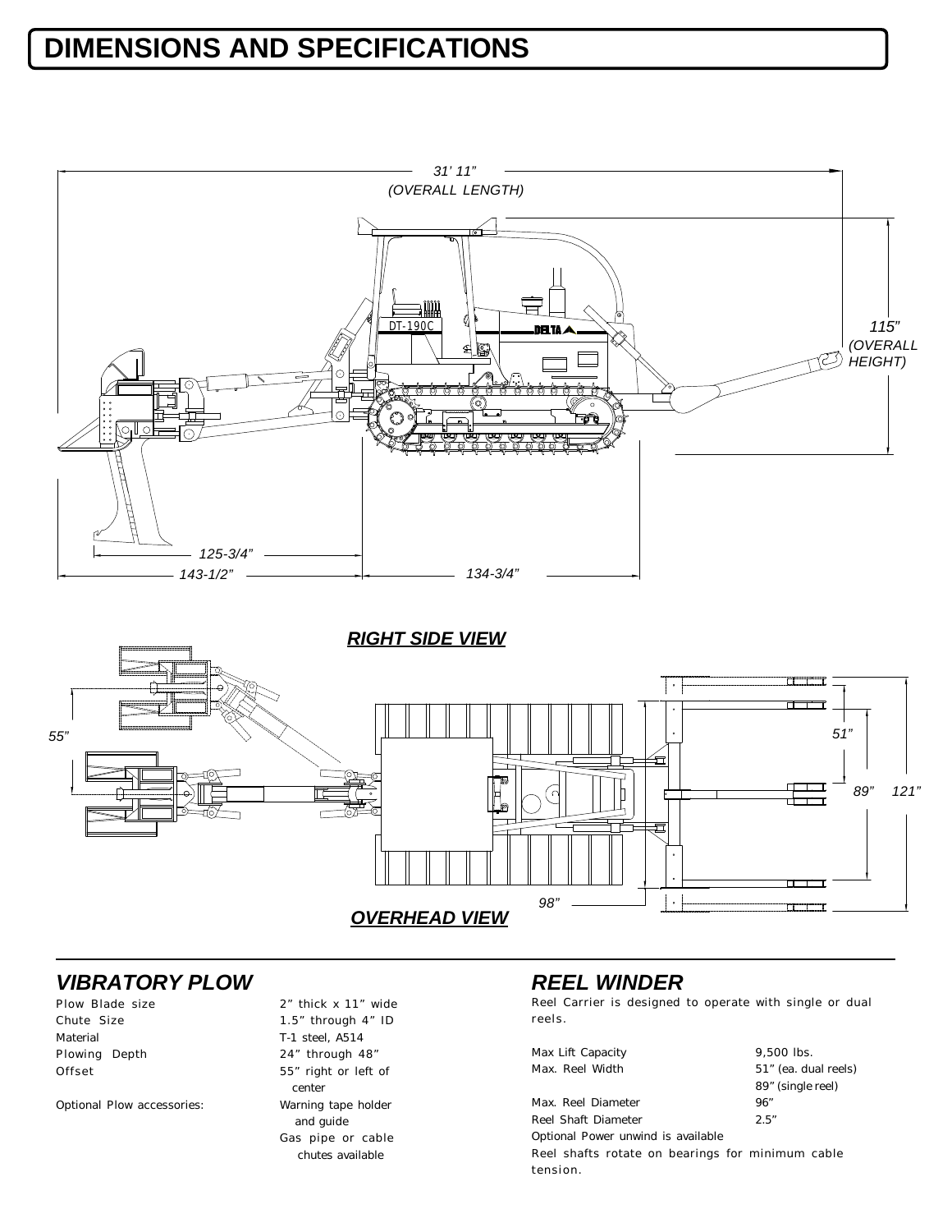# DIMENSIONS AND SPECIFICATIONS

31' 11"
(OVERALL LENGTH)

115"
(OVERALL HEIGHT)

125-3/4"

143-1/2"

134-3/4"

**RIGHT SIDE VIEW**

55"

51"

89"

121"

98"

**OVERHEAD VIEW**

## VIBRATORY PLOW

| | |
|---|---|
| Plow Blade size | 2" thick x 11" wide |
| Chute Size | 1.5" through 4" ID |
| Material | T-1 steel, A514 |
| Plowing Depth | 24" through 48" |
| Offset | 55" right or left of center |
| Optional Plow accessories: | Warning tape holder and guide<br>Gas pipe or cable chutes available |

## REEL WINDER

Reel Carrier is designed to operate with single or dual reels.

| | |
|---|---|
| Max Lift Capacity | 9,500 lbs. |
| Max. Reel Width | 51" (ea. dual reels)<br>89" (single reel) |
| Max. Reel Diameter | 96" |
| Reel Shaft Diameter | 2.5" |

Optional Power unwind is available

Reel shafts rotate on bearings for minimum cable tension.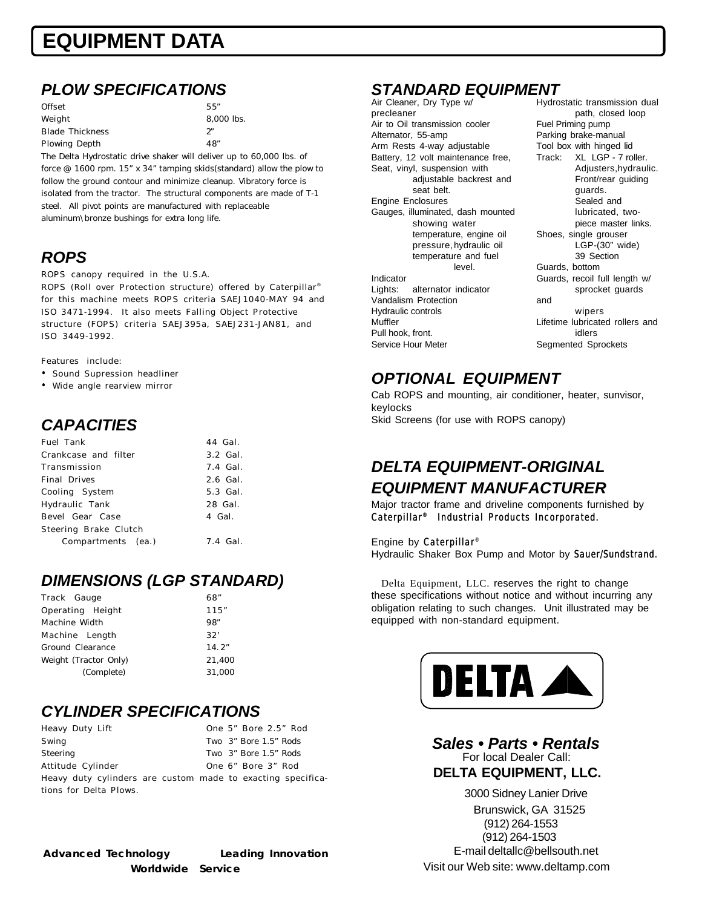# EQUIPMENT DATA

## PLOW SPECIFICATIONS

| | |
|---|---|
| Offset | 55" |
| Weight | 8,000 lbs. |
| Blade Thickness | 2" |
| Plowing Depth | 48" |

The Delta Hydrostatic drive shaker will deliver up to 60,000 lbs. of force @ 1600 rpm. 15" x 34" tamping skids(standard) allow the plow to follow the ground contour and minimize cleanup. Vibratory force is isolated from the tractor. The structural components are made of T-1 steel. All pivot points are manufactured with replaceable aluminum\bronze bushings for extra long life.

## ROPS

ROPS canopy required in the U.S.A.
ROPS (Roll over Protection structure) offered by Caterpillar® for this machine meets ROPS criteria SAEJ1040-MAY 94 and ISO 3471-1994. It also meets Falling Object Protective structure (FOPS) criteria SAEJ395a, SAEJ231-JAN81, and ISO 3449-1992.

Features include:

- Sound Supression headliner
- Wide angle rearview mirror

## CAPACITIES

| | |
|---|---|
| Fuel Tank | 44 Gal. |
| Crankcase and filter | 3.2 Gal. |
| Transmission | 7.4 Gal. |
| Final Drives | 2.6 Gal. |
| Cooling System | 5.3 Gal. |
| Hydraulic Tank | 28 Gal. |
| Bevel Gear Case | 4 Gal. |
| Steering Brake Clutch Compartments (ea.) | 7.4 Gal. |

## DIMENSIONS (LGP STANDARD)

| | |
|---|---|
| Track Gauge | 68" |
| Operating Height | 115" |
| Machine Width | 98" |
| Machine Length | 32' |
| Ground Clearance | 14.2" |
| Weight (Tractor Only) | 21,400 |
| (Complete) | 31,000 |

## CYLINDER SPECIFICATIONS

| | |
|---|---|
| Heavy Duty Lift | One 5" Bore 2.5" Rod |
| Swing | Two 3" Bore 1.5" Rods |
| Steering | Two 3" Bore 1.5" Rods |
| Attitude Cylinder | One 6" Bore 3" Rod |

Heavy duty cylinders are custom made to exacting specifications for Delta Plows.

**Advanced Technology    Leading Innovation**
**Worldwide Service**

## STANDARD EQUIPMENT

Air Cleaner, Dry Type w/ precleaner
Air to Oil transmission cooler
Alternator, 55-amp
Arm Rests 4-way adjustable
Battery, 12 volt maintenance free,
Seat, vinyl, suspension with adjustable backrest and seat belt.
Engine Enclosures
Gauges, illuminated, dash mounted showing water temperature, engine oil pressure, hydraulic oil temperature and fuel level.
Indicator
Lights: alternator indicator
Vandalism Protection
Hydraulic controls
Muffler
Pull hook, front.
Service Hour Meter
Hydrostatic transmission dual path, closed loop
Fuel Priming pump
Parking brake-manual
Tool box with hinged lid
Track: XL LGP - 7 roller. Adjusters, hydraulic. Front/rear guiding guards. Sealed and lubricated, two-piece master links.
Shoes, single grouser LGP-(30" wide) 39 Section
Guards, bottom
Guards, recoil full length w/ sprocket guards and wipers
Lifetime lubricated rollers and idlers
Segmented Sprockets

## OPTIONAL EQUIPMENT

Cab ROPS and mounting, air conditioner, heater, sunvisor, keylocks
Skid Screens (for use with ROPS canopy)

## DELTA EQUIPMENT-ORIGINAL EQUIPMENT MANUFACTURER

Major tractor frame and driveline components furnished by Caterpillar® Industrial Products Incorporated.

Engine by Caterpillar®
Hydraulic Shaker Box Pump and Motor by Sauer/Sundstrand.

Delta Equipment, LLC. reserves the right to change these specifications without notice and without incurring any obligation relating to such changes. Unit illustrated may be equipped with non-standard equipment.

DELTA

***Sales • Parts • Rentals***
For local Dealer Call:
**DELTA EQUIPMENT, LLC.**

3000 Sidney Lanier Drive
Brunswick, GA 31525
(912) 264-1553
(912) 264-1503
E-mail deltallc@bellsouth.net
Visit our Web site: www.deltamp.com